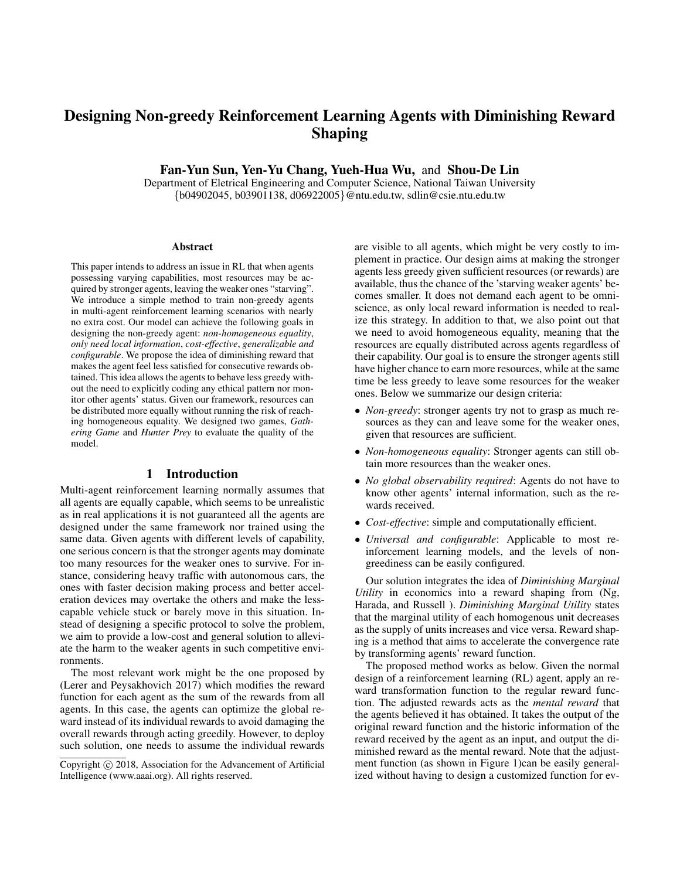# Designing Non-greedy Reinforcement Learning Agents with Diminishing Reward Shaping

**Fan-Yun Sun, Yen-Yu Chang, Yueh-Hua Wu,** and **Shou-De Lin**

Department of Eletrical Engineering and Computer Science, National Taiwan University
{b04902045, b03901138, d06922005}@ntu.edu.tw, sdlin@csie.ntu.edu.tw

## Abstract

This paper intends to address an issue in RL that when agents possessing varying capabilities, most resources may be acquired by stronger agents, leaving the weaker ones "starving". We introduce a simple method to train non-greedy agents in multi-agent reinforcement learning scenarios with nearly no extra cost. Our model can achieve the following goals in designing the non-greedy agent: *non-homogeneous equality*, *only need local information*, *cost-effective*, *generalizable and configurable*. We propose the idea of diminishing reward that makes the agent feel less satisfied for consecutive rewards obtained. This idea allows the agents to behave less greedy without the need to explicitly coding any ethical pattern nor monitor other agents' status. Given our framework, resources can be distributed more equally without running the risk of reaching homogeneous equality. We designed two games, *Gathering Game* and *Hunter Prey* to evaluate the quality of the model.

## 1 Introduction

Multi-agent reinforcement learning normally assumes that all agents are equally capable, which seems to be unrealistic as in real applications it is not guaranteed all the agents are designed under the same framework nor trained using the same data. Given agents with different levels of capability, one serious concern is that the stronger agents may dominate too many resources for the weaker ones to survive. For instance, considering heavy traffic with autonomous cars, the ones with faster decision making process and better acceleration devices may overtake the others and make the less-capable vehicle stuck or barely move in this situation. Instead of designing a specific protocol to solve the problem, we aim to provide a low-cost and general solution to alleviate the harm to the weaker agents in such competitive environments.

The most relevant work might be the one proposed by (Lerer and Peysakhovich 2017) which modifies the reward function for each agent as the sum of the rewards from all agents. In this case, the agents can optimize the global reward instead of its individual rewards to avoid damaging the overall rewards through acting greedily. However, to deploy such solution, one needs to assume the individual rewards are visible to all agents, which might be very costly to implement in practice. Our design aims at making the stronger agents less greedy given sufficient resources (or rewards) are available, thus the chance of the 'starving weaker agents' becomes smaller. It does not demand each agent to be omniscience, as only local reward information is needed to realize this strategy. In addition to that, we also point out that we need to avoid homogeneous equality, meaning that the resources are equally distributed across agents regardless of their capability. Our goal is to ensure the stronger agents still have higher chance to earn more resources, while at the same time be less greedy to leave some resources for the weaker ones. Below we summarize our design criteria:

- *Non-greedy*: stronger agents try not to grasp as much resources as they can and leave some for the weaker ones, given that resources are sufficient.
- *Non-homogeneous equality*: Stronger agents can still obtain more resources than the weaker ones.
- *No global observability required*: Agents do not have to know other agents' internal information, such as the rewards received.
- *Cost-effective*: simple and computationally efficient.
- *Universal and configurable*: Applicable to most reinforcement learning models, and the levels of non-greediness can be easily configured.

Our solution integrates the idea of *Diminishing Marginal Utility* in economics into a reward shaping from (Ng, Harada, and Russell ). *Diminishing Marginal Utility* states that the marginal utility of each homogenous unit decreases as the supply of units increases and vice versa. Reward shaping is a method that aims to accelerate the convergence rate by transforming agents' reward function.

The proposed method works as below. Given the normal design of a reinforcement learning (RL) agent, apply an reward transformation function to the regular reward function. The adjusted rewards acts as the *mental reward* that the agents believed it has obtained. It takes the output of the original reward function and the historic information of the reward received by the agent as an input, and output the diminished reward as the mental reward. Note that the adjustment function (as shown in Figure 1)can be easily generalized without having to design a customized function for ev-

Copyright © 2018, Association for the Advancement of Artificial Intelligence (www.aaai.org). All rights reserved.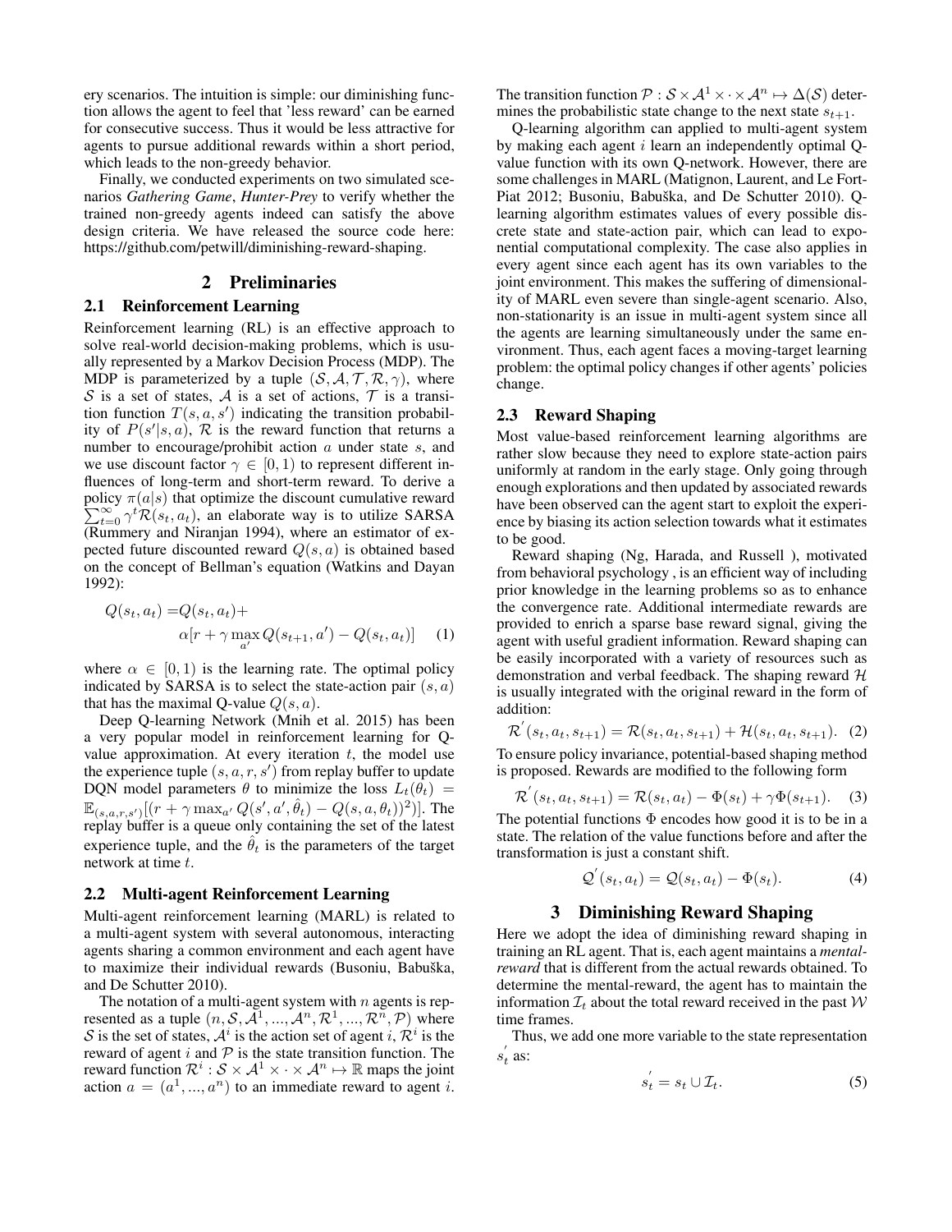ery scenarios. The intuition is simple: our diminishing function allows the agent to feel that 'less reward' can be earned for consecutive success. Thus it would be less attractive for agents to pursue additional rewards within a short period, which leads to the non-greedy behavior.

Finally, we conducted experiments on two simulated scenarios *Gathering Game*, *Hunter-Prey* to verify whether the trained non-greedy agents indeed can satisfy the above design criteria. We have released the source code here: https://github.com/petwill/diminishing-reward-shaping.

## 2 Preliminaries

### 2.1 Reinforcement Learning

Reinforcement learning (RL) is an effective approach to solve real-world decision-making problems, which is usually represented by a Markov Decision Process (MDP). The MDP is parameterized by a tuple $(\mathcal{S}, \mathcal{A}, \mathcal{T}, \mathcal{R}, \gamma)$, where $\mathcal{S}$ is a set of states, $\mathcal{A}$ is a set of actions, $\mathcal{T}$ is a transition function $T(s, a, s')$ indicating the transition probability of $P(s'|s, a)$, $\mathcal{R}$ is the reward function that returns a number to encourage/prohibit action $a$ under state $s$, and we use discount factor $\gamma \in [0, 1)$ to represent different influences of long-term and short-term reward. To derive a policy $\pi(a|s)$ that optimize the discount cumulative reward $\sum_{t=0}^{\infty} \gamma^t \mathcal{R}(s_t, a_t)$, an elaborate way is to utilize SARSA (Rummery and Niranjan 1994), where an estimator of expected future discounted reward $Q(s, a)$ is obtained based on the concept of Bellman's equation (Watkins and Dayan 1992):

$$Q(s_t, a_t) = Q(s_t, a_t) + \alpha[r + \gamma \max_{a'} Q(s_{t+1}, a') - Q(s_t, a_t)] \quad (1)$$

where $\alpha \in [0, 1)$ is the learning rate. The optimal policy indicated by SARSA is to select the state-action pair $(s, a)$ that has the maximal Q-value $Q(s, a)$.

Deep Q-learning Network (Mnih et al. 2015) has been a very popular model in reinforcement learning for Q-value approximation. At every iteration $t$, the model use the experience tuple $(s, a, r, s')$ from replay buffer to update DQN model parameters $\theta$ to minimize the loss $L_t(\theta_t) = \mathbb{E}_{(s,a,r,s')}[(r + \gamma \max_{a'} Q(s', a', \hat{\theta}_t) - Q(s, a, \theta_t))^2)]$. The replay buffer is a queue only containing the set of the latest experience tuple, and the $\hat{\theta}_t$ is the parameters of the target network at time $t$.

### 2.2 Multi-agent Reinforcement Learning

Multi-agent reinforcement learning (MARL) is related to a multi-agent system with several autonomous, interacting agents sharing a common environment and each agent have to maximize their individual rewards (Busoniu, Babuška, and De Schutter 2010).

The notation of a multi-agent system with $n$ agents is represented as a tuple $(n, \mathcal{S}, \mathcal{A}^1, ..., \mathcal{A}^n, \mathcal{R}^1, ..., \mathcal{R}^n, \mathcal{P})$ where $\mathcal{S}$ is the set of states, $\mathcal{A}^i$ is the action set of agent $i$, $\mathcal{R}^i$ is the reward of agent $i$ and $\mathcal{P}$ is the state transition function. The reward function $\mathcal{R}^i : \mathcal{S} \times \mathcal{A}^1 \times \cdot \times \mathcal{A}^n \mapsto \mathbb{R}$ maps the joint action $a = (a^1, ..., a^n)$ to an immediate reward to agent $i$. The transition function $\mathcal{P} : \mathcal{S} \times \mathcal{A}^1 \times \cdot \times \mathcal{A}^n \mapsto \Delta(\mathcal{S})$ determines the probabilistic state change to the next state $s_{t+1}$.

Q-learning algorithm can applied to multi-agent system by making each agent $i$ learn an independently optimal Q-value function with its own Q-network. However, there are some challenges in MARL (Matignon, Laurent, and Le Fort-Piat 2012; Busoniu, Babuška, and De Schutter 2010). Q-learning algorithm estimates values of every possible discrete state and state-action pair, which can lead to exponential computational complexity. The case also applies in every agent since each agent has its own variables to the joint environment. This makes the suffering of dimensionality of MARL even severe than single-agent scenario. Also, non-stationarity is an issue in multi-agent system since all the agents are learning simultaneously under the same environment. Thus, each agent faces a moving-target learning problem: the optimal policy changes if other agents' policies change.

### 2.3 Reward Shaping

Most value-based reinforcement learning algorithms are rather slow because they need to explore state-action pairs uniformly at random in the early stage. Only going through enough explorations and then updated by associated rewards have been observed can the agent start to exploit the experience by biasing its action selection towards what it estimates to be good.

Reward shaping (Ng, Harada, and Russell ), motivated from behavioral psychology , is an efficient way of including prior knowledge in the learning problems so as to enhance the convergence rate. Additional intermediate rewards are provided to enrich a sparse base reward signal, giving the agent with useful gradient information. Reward shaping can be easily incorporated with a variety of resources such as demonstration and verbal feedback. The shaping reward $\mathcal{H}$ is usually integrated with the original reward in the form of addition:

$$\mathcal{R}'(s_t, a_t, s_{t+1}) = \mathcal{R}(s_t, a_t, s_{t+1}) + \mathcal{H}(s_t, a_t, s_{t+1}). \quad (2)$$

To ensure policy invariance, potential-based shaping method is proposed. Rewards are modified to the following form

$$\mathcal{R}'(s_t, a_t, s_{t+1}) = \mathcal{R}(s_t, a_t) - \Phi(s_t) + \gamma\Phi(s_{t+1}). \quad (3)$$

The potential functions $\Phi$ encodes how good it is to be in a state. The relation of the value functions before and after the transformation is just a constant shift.

$$\mathcal{Q}'(s_t, a_t) = \mathcal{Q}(s_t, a_t) - \Phi(s_t). \quad (4)$$

## 3 Diminishing Reward Shaping

Here we adopt the idea of diminishing reward shaping in training an RL agent. That is, each agent maintains a *mental-reward* that is different from the actual rewards obtained. To determine the mental-reward, the agent has to maintain the information $\mathcal{I}_t$ about the total reward received in the past $\mathcal{W}$ time frames.

Thus, we add one more variable to the state representation $s_t'$ as:

$$s_t' = s_t \cup \mathcal{I}_t. \quad (5)$$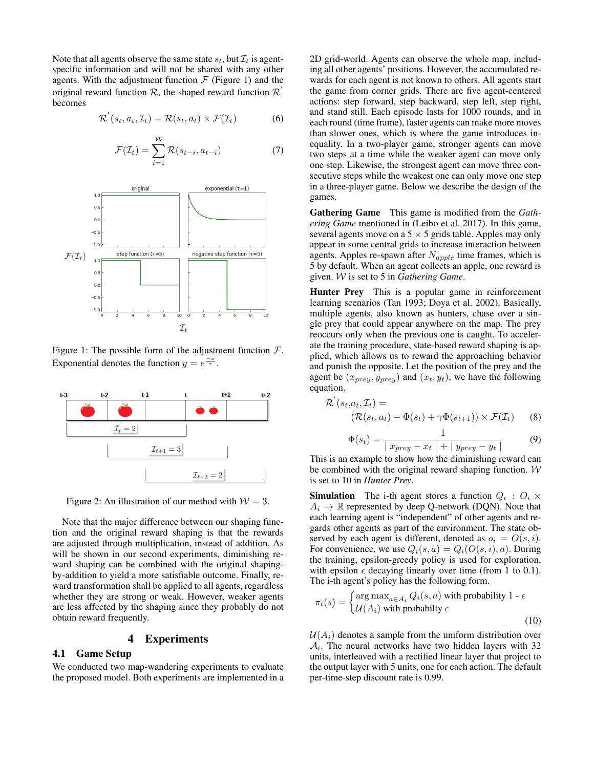Note that all agents observe the same state $s_t$, but $\mathcal{I}_t$ is agent-specific information and will not be shared with any other agents. With the adjustment function $\mathcal{F}$ (Figure 1) and the original reward function $\mathcal{R}$, the shaped reward function $\mathcal{R}^{'}$ becomes

$$\mathcal{R}^{'}(s_t, a_t, \mathcal{I}_t) = \mathcal{R}(s_t, a_t) \times \mathcal{F}(\mathcal{I}_t) \tag{6}$$

$$\mathcal{F}(\mathcal{I}_t) = \sum_{i=1}^{\mathcal{W}} \mathcal{R}(s_{t-i}, a_{t-i}) \tag{7}$$

Figure 1: The possible form of the adjustment function $\mathcal{F}$. Exponential denotes the function $y = e^{\frac{-x}{\tau}}$.

Figure 2: An illustration of our method with $\mathcal{W} = 3$.

Note that the major difference between our shaping function and the original reward shaping is that the rewards are adjusted through multiplication, instead of addition. As will be shown in our second experiments, diminishing reward shaping can be combined with the original shaping-by-addition to yield a more satisfiable outcome. Finally, reward transformation shall be applied to all agents, regardless whether they are strong or weak. However, weaker agents are less affected by the shaping since they probably do not obtain reward frequently.

## 4 Experiments

### 4.1 Game Setup

We conducted two map-wandering experiments to evaluate the proposed model. Both experiments are implemented in a 2D grid-world. Agents can observe the whole map, including all other agents' positions. However, the accumulated rewards for each agent is not known to others. All agents start the game from corner grids. There are five agent-centered actions: step forward, step backward, step left, step right, and stand still. Each episode lasts for 1000 rounds, and in each round (time frame), faster agents can make more moves than slower ones, which is where the game introduces inequality. In a two-player game, stronger agents can move two steps at a time while the weaker agent can move only one step. Likewise, the strongest agent can move three consecutive steps while the weakest one can only move one step in a three-player game. Below we describe the design of the games.

**Gathering Game** This game is modified from the *Gathering Game* mentioned in (Leibo et al. 2017). In this game, several agents move on a $5 \times 5$ grids table. Apples may only appear in some central grids to increase interaction between agents. Apples re-spawn after $N_{apple}$ time frames, which is 5 by default. When an agent collects an apple, one reward is given. $\mathcal{W}$ is set to 5 in *Gathering Game*.

**Hunter Prey** This is a popular game in reinforcement learning scenarios (Tan 1993; Doya et al. 2002). Basically, multiple agents, also known as hunters, chase over a single prey that could appear anywhere on the map. The prey reoccurs only when the previous one is caught. To accelerate the training procedure, state-based reward shaping is applied, which allows us to reward the approaching behavior and punish the opposite. Let the position of the prey and the agent be $(x_{prey}, y_{prey})$ and $(x_t, y_t)$, we have the following equation.

$$\begin{aligned}\mathcal{R}^{'}(s_t, &a_t, \mathcal{I}_t) = \\ &(\mathcal{R}(s_t, a_t) - \Phi(s_t) + \gamma\Phi(s_{t+1})) \times \mathcal{F}(\mathcal{I}_t)\end{aligned} \tag{8}$$

$$\Phi(s_t) = \frac{1}{\mid x_{prey} - x_t \mid + \mid y_{prey} - y_t \mid} \tag{9}$$

This is an example to show how the diminishing reward can be combined with the original reward shaping function. $\mathcal{W}$ is set to 10 in *Hunter Prey*.

**Simulation** The i-th agent stores a function $Q_i : O_i \times A_i \to \mathbb{R}$ represented by deep Q-network (DQN). Note that each learning agent is "independent" of other agents and regards other agents as part of the environment. The state observed by each agent is different, denoted as $o_i = O(s, i)$. For convenience, we use $Q_i(s, a) = Q_i(O(s, i), a)$. During the training, epsilon-greedy policy is used for exploration, with epsilon $\epsilon$ decaying linearly over time (from 1 to 0.1). The i-th agent's policy has the following form.

$$\pi_i(s) = \begin{cases} \arg\max_{a \in A_i} Q_i(s, a) \text{ with probability } 1 - \epsilon \\ \mathcal{U}(A_i) \text{ with probabilty } \epsilon \end{cases} \tag{10}$$

$\mathcal{U}(A_i)$ denotes a sample from the uniform distribution over $\mathcal{A}_i$. The neural networks have two hidden layers with 32 units, interleaved with a rectified linear layer that project to the output layer with 5 units, one for each action. The default per-time-step discount rate is 0.99.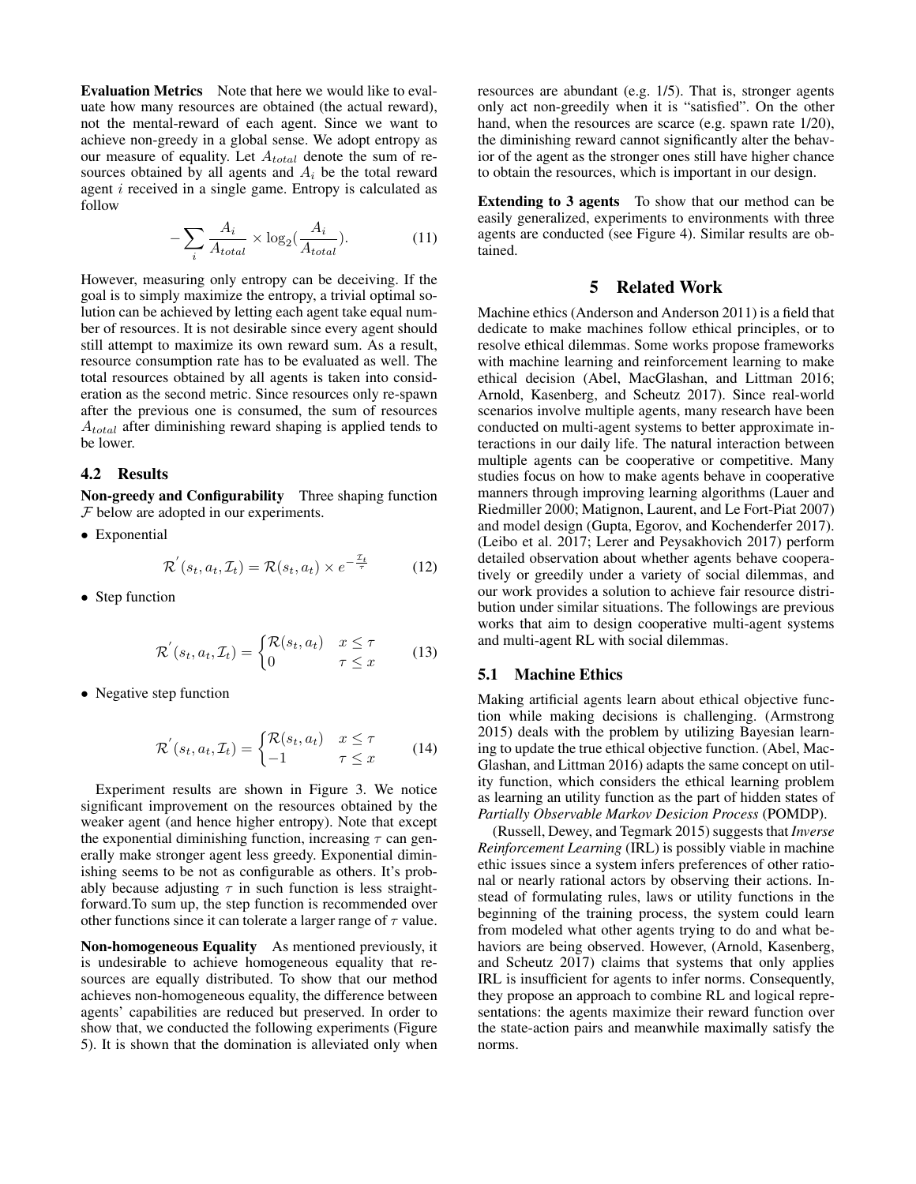**Evaluation Metrics** Note that here we would like to evaluate how many resources are obtained (the actual reward), not the mental-reward of each agent. Since we want to achieve non-greedy in a global sense. We adopt entropy as our measure of equality. Let $A_{total}$ denote the sum of resources obtained by all agents and $A_i$ be the total reward agent $i$ received in a single game. Entropy is calculated as follow

$$-\sum_{i} \frac{A_i}{A_{total}} \times \log_2(\frac{A_i}{A_{total}}). \tag{11}$$

However, measuring only entropy can be deceiving. If the goal is to simply maximize the entropy, a trivial optimal solution can be achieved by letting each agent take equal number of resources. It is not desirable since every agent should still attempt to maximize its own reward sum. As a result, resource consumption rate has to be evaluated as well. The total resources obtained by all agents is taken into consideration as the second metric. Since resources only re-spawn after the previous one is consumed, the sum of resources $A_{total}$ after diminishing reward shaping is applied tends to be lower.

### 4.2 Results

**Non-greedy and Configurability** Three shaping function $\mathcal{F}$ below are adopted in our experiments.

- Exponential

$$\mathcal{R}^{'}(s_t, a_t, \mathcal{I}_t) = \mathcal{R}(s_t, a_t) \times e^{-\frac{\mathcal{I}_t}{\tau}} \tag{12}$$

- Step function

$$\mathcal{R}^{'}(s_t, a_t, \mathcal{I}_t) = \begin{cases} \mathcal{R}(s_t, a_t) & x \leq \tau \\ 0 & \tau \leq x \end{cases} \tag{13}$$

- Negative step function

$$\mathcal{R}^{'}(s_t, a_t, \mathcal{I}_t) = \begin{cases} \mathcal{R}(s_t, a_t) & x \leq \tau \\ -1 & \tau \leq x \end{cases} \tag{14}$$

Experiment results are shown in Figure 3. We notice significant improvement on the resources obtained by the weaker agent (and hence higher entropy). Note that except the exponential diminishing function, increasing $\tau$ can generally make stronger agent less greedy. Exponential diminishing seems to be not as configurable as others. It's probably because adjusting $\tau$ in such function is less straightforward.To sum up, the step function is recommended over other functions since it can tolerate a larger range of $\tau$ value.

**Non-homogeneous Equality** As mentioned previously, it is undesirable to achieve homogeneous equality that resources are equally distributed. To show that our method achieves non-homogeneous equality, the difference between agents' capabilities are reduced but preserved. In order to show that, we conducted the following experiments (Figure 5). It is shown that the domination is alleviated only when resources are abundant (e.g. 1/5). That is, stronger agents only act non-greedily when it is "satisfied". On the other hand, when the resources are scarce (e.g. spawn rate 1/20), the diminishing reward cannot significantly alter the behavior of the agent as the stronger ones still have higher chance to obtain the resources, which is important in our design.

**Extending to 3 agents** To show that our method can be easily generalized, experiments to environments with three agents are conducted (see Figure 4). Similar results are obtained.

## 5 Related Work

Machine ethics (Anderson and Anderson 2011) is a field that dedicate to make machines follow ethical principles, or to resolve ethical dilemmas. Some works propose frameworks with machine learning and reinforcement learning to make ethical decision (Abel, MacGlashan, and Littman 2016; Arnold, Kasenberg, and Scheutz 2017). Since real-world scenarios involve multiple agents, many research have been conducted on multi-agent systems to better approximate interactions in our daily life. The natural interaction between multiple agents can be cooperative or competitive. Many studies focus on how to make agents behave in cooperative manners through improving learning algorithms (Lauer and Riedmiller 2000; Matignon, Laurent, and Le Fort-Piat 2007) and model design (Gupta, Egorov, and Kochenderfer 2017). (Leibo et al. 2017; Lerer and Peysakhovich 2017) perform detailed observation about whether agents behave cooperatively or greedily under a variety of social dilemmas, and our work provides a solution to achieve fair resource distribution under similar situations. The followings are previous works that aim to design cooperative multi-agent systems and multi-agent RL with social dilemmas.

### 5.1 Machine Ethics

Making artificial agents learn about ethical objective function while making decisions is challenging. (Armstrong 2015) deals with the problem by utilizing Bayesian learning to update the true ethical objective function. (Abel, MacGlashan, and Littman 2016) adapts the same concept on utility function, which considers the ethical learning problem as learning an utility function as the part of hidden states of *Partially Observable Markov Desicion Process* (POMDP).

(Russell, Dewey, and Tegmark 2015) suggests that *Inverse Reinforcement Learning* (IRL) is possibly viable in machine ethic issues since a system infers preferences of other rational or nearly rational actors by observing their actions. Instead of formulating rules, laws or utility functions in the beginning of the training process, the system could learn from modeled what other agents trying to do and what behaviors are being observed. However, (Arnold, Kasenberg, and Scheutz 2017) claims that systems that only applies IRL is insufficient for agents to infer norms. Consequently, they propose an approach to combine RL and logical representations: the agents maximize their reward function over the state-action pairs and meanwhile maximally satisfy the norms.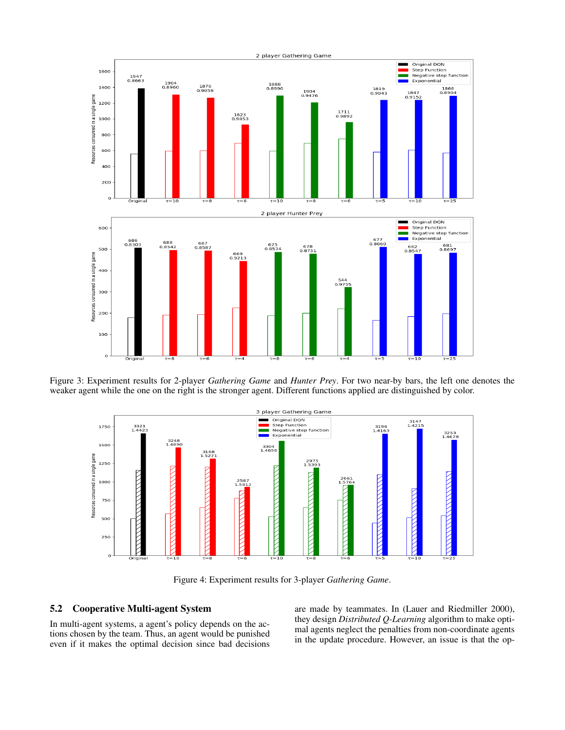Figure 3: Experiment results for 2-player *Gathering Game* and *Hunter Prey*. For two near-by bars, the left one denotes the weaker agent while the one on the right is the stronger agent. Different functions applied are distinguished by color.

Figure 4: Experiment results for 3-player *Gathering Game*.

## 5.2 Cooperative Multi-agent System

In multi-agent systems, a agent's policy depends on the actions chosen by the team. Thus, an agent would be punished even if it makes the optimal decision since bad decisions are made by teammates. In (Lauer and Riedmiller 2000), they design *Distributed Q-Learning* algorithm to make optimal agents neglect the penalties from non-coordinate agents in the update procedure. However, an issue is that the op-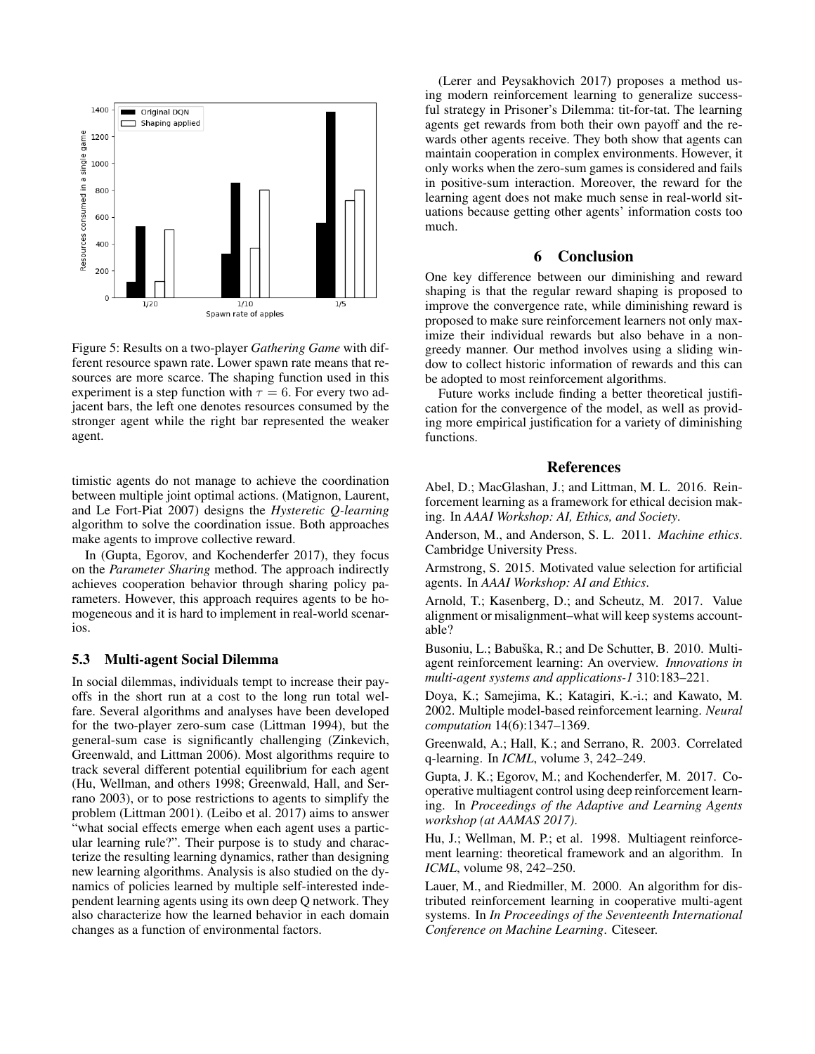Figure 5: Results on a two-player *Gathering Game* with different resource spawn rate. Lower spawn rate means that resources are more scarce. The shaping function used in this experiment is a step function with $\tau = 6$. For every two adjacent bars, the left one denotes resources consumed by the stronger agent while the right bar represented the weaker agent.

timistic agents do not manage to achieve the coordination between multiple joint optimal actions. (Matignon, Laurent, and Le Fort-Piat 2007) designs the *Hysteretic Q-learning* algorithm to solve the coordination issue. Both approaches make agents to improve collective reward.

In (Gupta, Egorov, and Kochenderfer 2017), they focus on the *Parameter Sharing* method. The approach indirectly achieves cooperation behavior through sharing policy parameters. However, this approach requires agents to be homogeneous and it is hard to implement in real-world scenarios.

### 5.3 Multi-agent Social Dilemma

In social dilemmas, individuals tempt to increase their payoffs in the short run at a cost to the long run total welfare. Several algorithms and analyses have been developed for the two-player zero-sum case (Littman 1994), but the general-sum case is significantly challenging (Zinkevich, Greenwald, and Littman 2006). Most algorithms require to track several different potential equilibrium for each agent (Hu, Wellman, and others 1998; Greenwald, Hall, and Serrano 2003), or to pose restrictions to agents to simplify the problem (Littman 2001). (Leibo et al. 2017) aims to answer "what social effects emerge when each agent uses a particular learning rule?". Their purpose is to study and characterize the resulting learning dynamics, rather than designing new learning algorithms. Analysis is also studied on the dynamics of policies learned by multiple self-interested independent learning agents using its own deep Q network. They also characterize how the learned behavior in each domain changes as a function of environmental factors.

(Lerer and Peysakhovich 2017) proposes a method using modern reinforcement learning to generalize successful strategy in Prisoner's Dilemma: tit-for-tat. The learning agents get rewards from both their own payoff and the rewards other agents receive. They both show that agents can maintain cooperation in complex environments. However, it only works when the zero-sum games is considered and fails in positive-sum interaction. Moreover, the reward for the learning agent does not make much sense in real-world situations because getting other agents' information costs too much.

## 6 Conclusion

One key difference between our diminishing and reward shaping is that the regular reward shaping is proposed to improve the convergence rate, while diminishing reward is proposed to make sure reinforcement learners not only maximize their individual rewards but also behave in a non-greedy manner. Our method involves using a sliding window to collect historic information of rewards and this can be adopted to most reinforcement algorithms.

Future works include finding a better theoretical justification for the convergence of the model, as well as providing more empirical justification for a variety of diminishing functions.

## References

Abel, D.; MacGlashan, J.; and Littman, M. L. 2016. Reinforcement learning as a framework for ethical decision making. In *AAAI Workshop: AI, Ethics, and Society*.

Anderson, M., and Anderson, S. L. 2011. *Machine ethics*. Cambridge University Press.

Armstrong, S. 2015. Motivated value selection for artificial agents. In *AAAI Workshop: AI and Ethics*.

Arnold, T.; Kasenberg, D.; and Scheutz, M. 2017. Value alignment or misalignment–what will keep systems accountable?

Busoniu, L.; Babuška, R.; and De Schutter, B. 2010. Multi-agent reinforcement learning: An overview. *Innovations in multi-agent systems and applications-1* 310:183–221.

Doya, K.; Samejima, K.; Katagiri, K.-i.; and Kawato, M. 2002. Multiple model-based reinforcement learning. *Neural computation* 14(6):1347–1369.

Greenwald, A.; Hall, K.; and Serrano, R. 2003. Correlated q-learning. In *ICML*, volume 3, 242–249.

Gupta, J. K.; Egorov, M.; and Kochenderfer, M. 2017. Cooperative multiagent control using deep reinforcement learning. In *Proceedings of the Adaptive and Learning Agents workshop (at AAMAS 2017)*.

Hu, J.; Wellman, M. P.; et al. 1998. Multiagent reinforcement learning: theoretical framework and an algorithm. In *ICML*, volume 98, 242–250.

Lauer, M., and Riedmiller, M. 2000. An algorithm for distributed reinforcement learning in cooperative multi-agent systems. In *In Proceedings of the Seventeenth International Conference on Machine Learning*. Citeseer.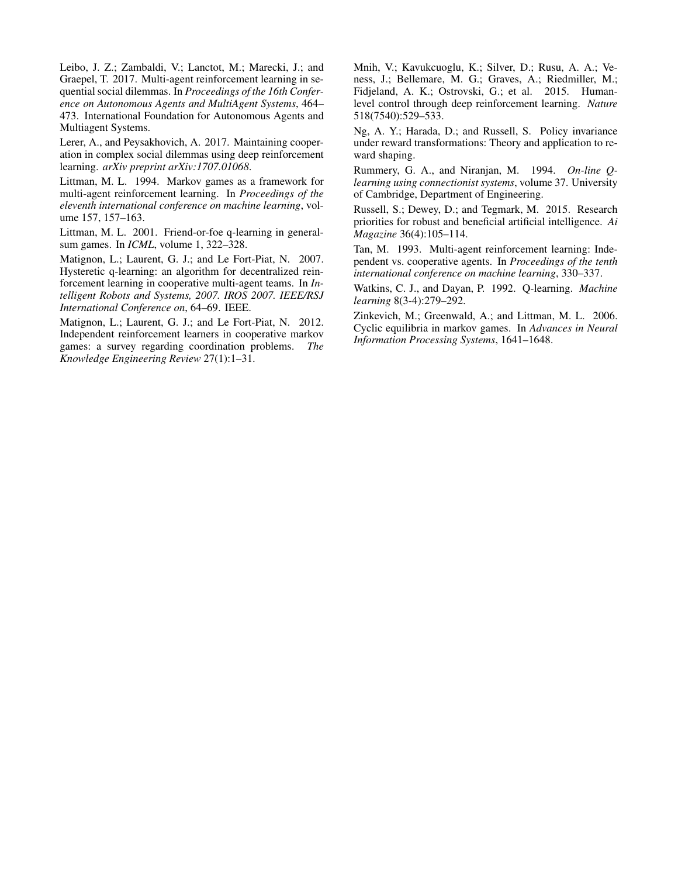Leibo, J. Z.; Zambaldi, V.; Lanctot, M.; Marecki, J.; and Graepel, T. 2017. Multi-agent reinforcement learning in sequential social dilemmas. In *Proceedings of the 16th Conference on Autonomous Agents and MultiAgent Systems*, 464–473. International Foundation for Autonomous Agents and Multiagent Systems.

Lerer, A., and Peysakhovich, A. 2017. Maintaining cooperation in complex social dilemmas using deep reinforcement learning. *arXiv preprint arXiv:1707.01068*.

Littman, M. L. 1994. Markov games as a framework for multi-agent reinforcement learning. In *Proceedings of the eleventh international conference on machine learning*, volume 157, 157–163.

Littman, M. L. 2001. Friend-or-foe q-learning in general-sum games. In *ICML*, volume 1, 322–328.

Matignon, L.; Laurent, G. J.; and Le Fort-Piat, N. 2007. Hysteretic q-learning: an algorithm for decentralized reinforcement learning in cooperative multi-agent teams. In *Intelligent Robots and Systems, 2007. IROS 2007. IEEE/RSJ International Conference on*, 64–69. IEEE.

Matignon, L.; Laurent, G. J.; and Le Fort-Piat, N. 2012. Independent reinforcement learners in cooperative markov games: a survey regarding coordination problems. *The Knowledge Engineering Review* 27(1):1–31.

Mnih, V.; Kavukcuoglu, K.; Silver, D.; Rusu, A. A.; Veness, J.; Bellemare, M. G.; Graves, A.; Riedmiller, M.; Fidjeland, A. K.; Ostrovski, G.; et al. 2015. Human-level control through deep reinforcement learning. *Nature* 518(7540):529–533.

Ng, A. Y.; Harada, D.; and Russell, S. Policy invariance under reward transformations: Theory and application to reward shaping.

Rummery, G. A., and Niranjan, M. 1994. *On-line Q-learning using connectionist systems*, volume 37. University of Cambridge, Department of Engineering.

Russell, S.; Dewey, D.; and Tegmark, M. 2015. Research priorities for robust and beneficial artificial intelligence. *Ai Magazine* 36(4):105–114.

Tan, M. 1993. Multi-agent reinforcement learning: Independent vs. cooperative agents. In *Proceedings of the tenth international conference on machine learning*, 330–337.

Watkins, C. J., and Dayan, P. 1992. Q-learning. *Machine learning* 8(3-4):279–292.

Zinkevich, M.; Greenwald, A.; and Littman, M. L. 2006. Cyclic equilibria in markov games. In *Advances in Neural Information Processing Systems*, 1641–1648.